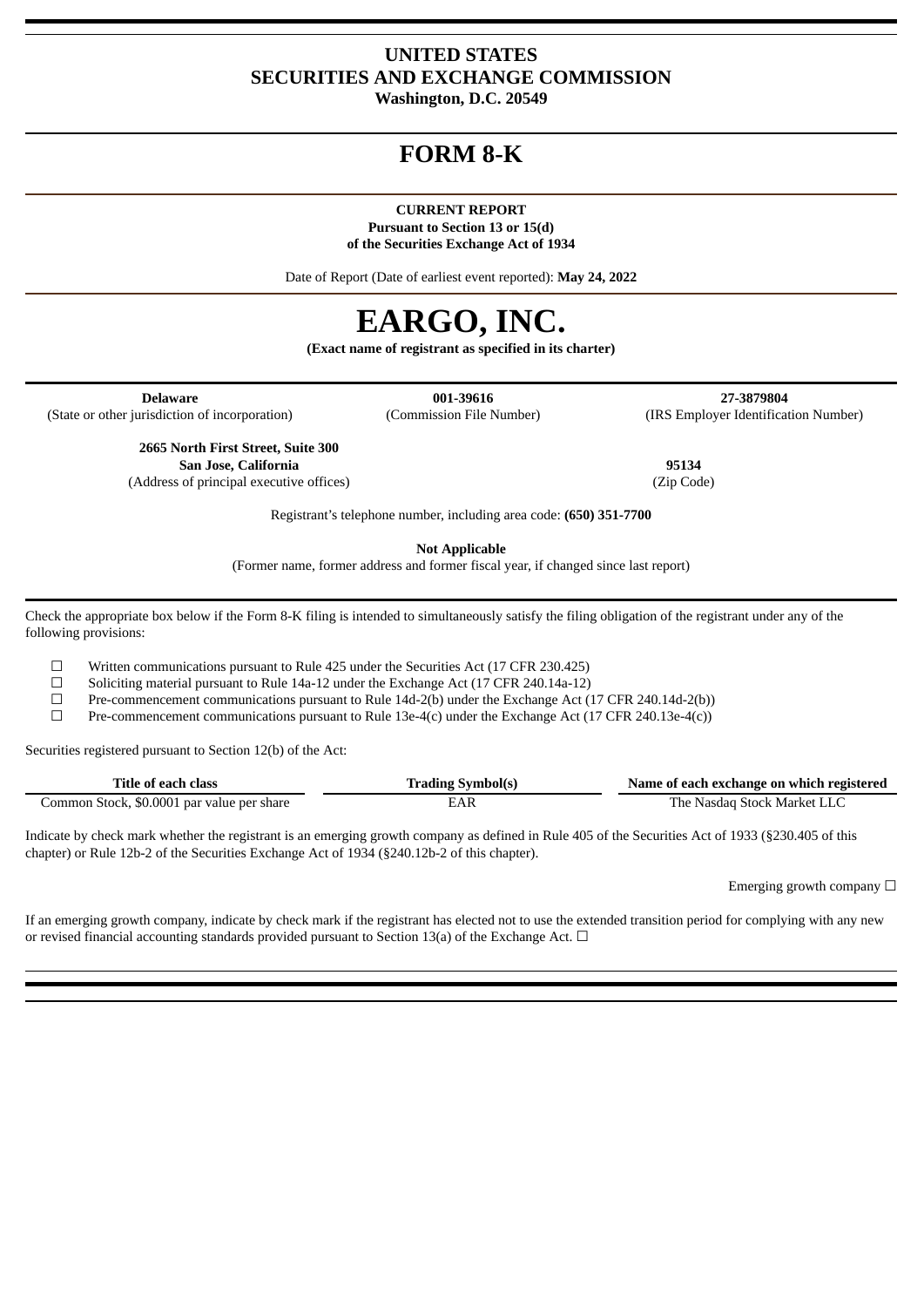# UNITED STATES
# SECURITIES AND EXCHANGE COMMISSION
**Washington, D.C. 20549**

# FORM 8-K

**CURRENT REPORT**
**Pursuant to Section 13 or 15(d)**
**of the Securities Exchange Act of 1934**

Date of Report (Date of earliest event reported): **May 24, 2022**

# EARGO, INC.
**(Exact name of registrant as specified in its charter)**

| **Delaware** | **001-39616** | **27-3879804** |
|---|---|---|
| (State or other jurisdiction of incorporation) | (Commission File Number) | (IRS Employer Identification Number) |

| **2665 North First Street, Suite 300**<br>**San Jose, California** | **95134** |
|---|---|
| (Address of principal executive offices) | (Zip Code) |

Registrant's telephone number, including area code: **(650) 351-7700**

**Not Applicable**
(Former name, former address and former fiscal year, if changed since last report)

Check the appropriate box below if the Form 8-K filing is intended to simultaneously satisfy the filing obligation of the registrant under any of the following provisions:

☐ Written communications pursuant to Rule 425 under the Securities Act (17 CFR 230.425)
☐ Soliciting material pursuant to Rule 14a-12 under the Exchange Act (17 CFR 240.14a-12)
☐ Pre-commencement communications pursuant to Rule 14d-2(b) under the Exchange Act (17 CFR 240.14d-2(b))
☐ Pre-commencement communications pursuant to Rule 13e-4(c) under the Exchange Act (17 CFR 240.13e-4(c))

Securities registered pursuant to Section 12(b) of the Act:

| Title of each class | Trading Symbol(s) | Name of each exchange on which registered |
|---|---|---|
| Common Stock, $0.0001 par value per share | EAR | The Nasdaq Stock Market LLC |

Indicate by check mark whether the registrant is an emerging growth company as defined in Rule 405 of the Securities Act of 1933 (§230.405 of this chapter) or Rule 12b-2 of the Securities Exchange Act of 1934 (§240.12b-2 of this chapter).

Emerging growth company ☐

If an emerging growth company, indicate by check mark if the registrant has elected not to use the extended transition period for complying with any new or revised financial accounting standards provided pursuant to Section 13(a) of the Exchange Act. ☐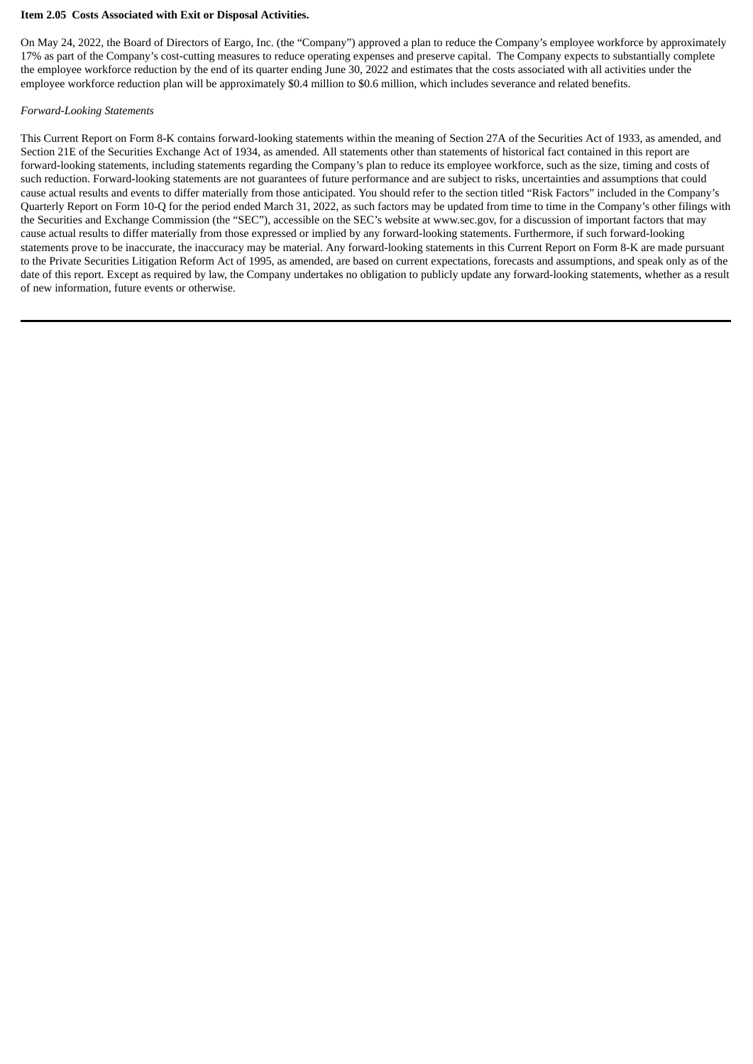**Item 2.05 Costs Associated with Exit or Disposal Activities.**

On May 24, 2022, the Board of Directors of Eargo, Inc. (the "Company") approved a plan to reduce the Company's employee workforce by approximately 17% as part of the Company's cost-cutting measures to reduce operating expenses and preserve capital. The Company expects to substantially complete the employee workforce reduction by the end of its quarter ending June 30, 2022 and estimates that the costs associated with all activities under the employee workforce reduction plan will be approximately $0.4 million to $0.6 million, which includes severance and related benefits.

*Forward-Looking Statements*

This Current Report on Form 8-K contains forward-looking statements within the meaning of Section 27A of the Securities Act of 1933, as amended, and Section 21E of the Securities Exchange Act of 1934, as amended. All statements other than statements of historical fact contained in this report are forward-looking statements, including statements regarding the Company's plan to reduce its employee workforce, such as the size, timing and costs of such reduction. Forward-looking statements are not guarantees of future performance and are subject to risks, uncertainties and assumptions that could cause actual results and events to differ materially from those anticipated. You should refer to the section titled "Risk Factors" included in the Company's Quarterly Report on Form 10-Q for the period ended March 31, 2022, as such factors may be updated from time to time in the Company's other filings with the Securities and Exchange Commission (the "SEC"), accessible on the SEC's website at www.sec.gov, for a discussion of important factors that may cause actual results to differ materially from those expressed or implied by any forward-looking statements. Furthermore, if such forward-looking statements prove to be inaccurate, the inaccuracy may be material. Any forward-looking statements in this Current Report on Form 8-K are made pursuant to the Private Securities Litigation Reform Act of 1995, as amended, are based on current expectations, forecasts and assumptions, and speak only as of the date of this report. Except as required by law, the Company undertakes no obligation to publicly update any forward-looking statements, whether as a result of new information, future events or otherwise.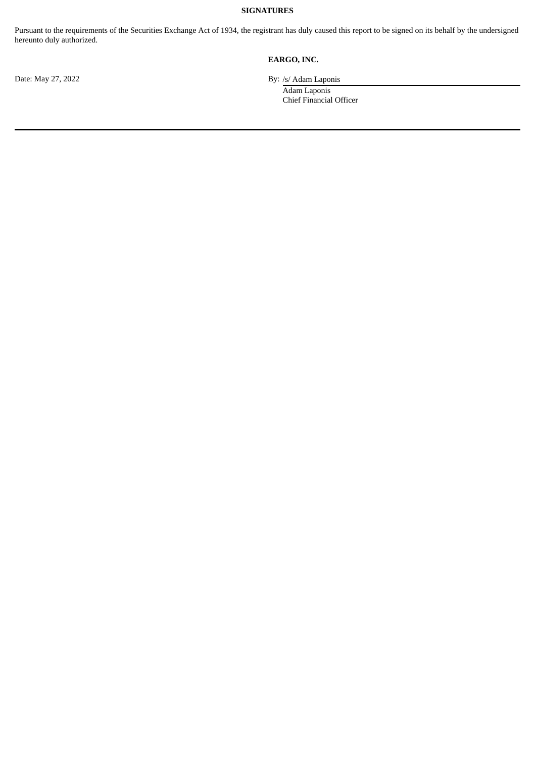**SIGNATURES**

Pursuant to the requirements of the Securities Exchange Act of 1934, the registrant has duly caused this report to be signed on its behalf by the undersigned hereunto duly authorized.

**EARGO, INC.**

Date: May 27, 2022

By: /s/ Adam Laponis
Adam Laponis
Chief Financial Officer